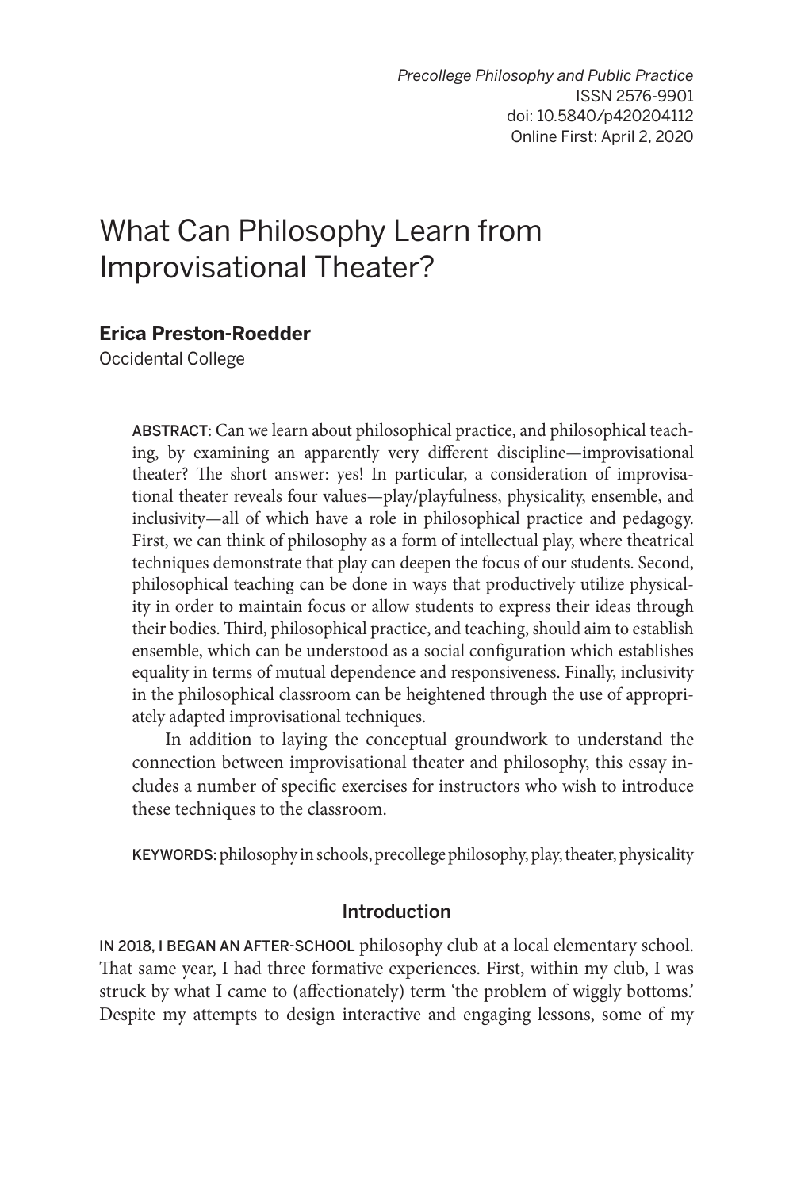*Precollege Philosophy and Public Practice*
ISSN 2576-9901
doi: 10.5840/p420204112
Online First: April 2, 2020

# What Can Philosophy Learn from Improvisational Theater?

**Erica Preston-Roedder**
Occidental College

ABSTRACT: Can we learn about philosophical practice, and philosophical teaching, by examining an apparently very different discipline—improvisational theater? The short answer: yes! In particular, a consideration of improvisational theater reveals four values—play/playfulness, physicality, ensemble, and inclusivity—all of which have a role in philosophical practice and pedagogy. First, we can think of philosophy as a form of intellectual play, where theatrical techniques demonstrate that play can deepen the focus of our students. Second, philosophical teaching can be done in ways that productively utilize physicality in order to maintain focus or allow students to express their ideas through their bodies. Third, philosophical practice, and teaching, should aim to establish ensemble, which can be understood as a social configuration which establishes equality in terms of mutual dependence and responsiveness. Finally, inclusivity in the philosophical classroom can be heightened through the use of appropriately adapted improvisational techniques.

In addition to laying the conceptual groundwork to understand the connection between improvisational theater and philosophy, this essay includes a number of specific exercises for instructors who wish to introduce these techniques to the classroom.

KEYWORDS: philosophy in schools, precollege philosophy, play, theater, physicality

## Introduction

IN 2018, I BEGAN AN AFTER-SCHOOL philosophy club at a local elementary school. That same year, I had three formative experiences. First, within my club, I was struck by what I came to (affectionately) term 'the problem of wiggly bottoms.' Despite my attempts to design interactive and engaging lessons, some of my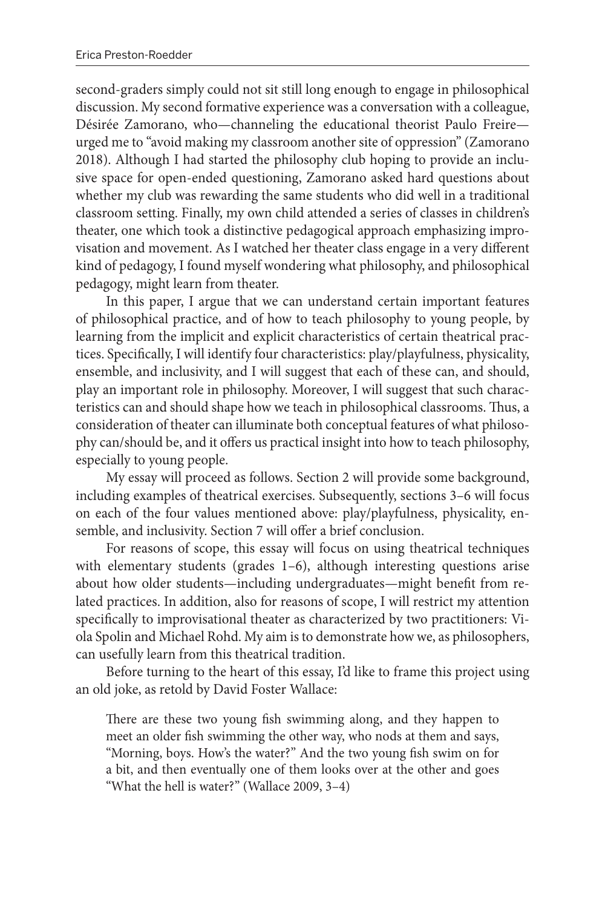second-graders simply could not sit still long enough to engage in philosophical discussion. My second formative experience was a conversation with a colleague, Désirée Zamorano, who—channeling the educational theorist Paulo Freire—urged me to "avoid making my classroom another site of oppression" (Zamorano 2018). Although I had started the philosophy club hoping to provide an inclusive space for open-ended questioning, Zamorano asked hard questions about whether my club was rewarding the same students who did well in a traditional classroom setting. Finally, my own child attended a series of classes in children's theater, one which took a distinctive pedagogical approach emphasizing improvisation and movement. As I watched her theater class engage in a very different kind of pedagogy, I found myself wondering what philosophy, and philosophical pedagogy, might learn from theater.

In this paper, I argue that we can understand certain important features of philosophical practice, and of how to teach philosophy to young people, by learning from the implicit and explicit characteristics of certain theatrical practices. Specifically, I will identify four characteristics: play/playfulness, physicality, ensemble, and inclusivity, and I will suggest that each of these can, and should, play an important role in philosophy. Moreover, I will suggest that such characteristics can and should shape how we teach in philosophical classrooms. Thus, a consideration of theater can illuminate both conceptual features of what philosophy can/should be, and it offers us practical insight into how to teach philosophy, especially to young people.

My essay will proceed as follows. Section 2 will provide some background, including examples of theatrical exercises. Subsequently, sections 3–6 will focus on each of the four values mentioned above: play/playfulness, physicality, ensemble, and inclusivity. Section 7 will offer a brief conclusion.

For reasons of scope, this essay will focus on using theatrical techniques with elementary students (grades 1–6), although interesting questions arise about how older students—including undergraduates—might benefit from related practices. In addition, also for reasons of scope, I will restrict my attention specifically to improvisational theater as characterized by two practitioners: Viola Spolin and Michael Rohd. My aim is to demonstrate how we, as philosophers, can usefully learn from this theatrical tradition.

Before turning to the heart of this essay, I'd like to frame this project using an old joke, as retold by David Foster Wallace:

> There are these two young fish swimming along, and they happen to meet an older fish swimming the other way, who nods at them and says, "Morning, boys. How's the water?" And the two young fish swim on for a bit, and then eventually one of them looks over at the other and goes "What the hell is water?" (Wallace 2009, 3–4)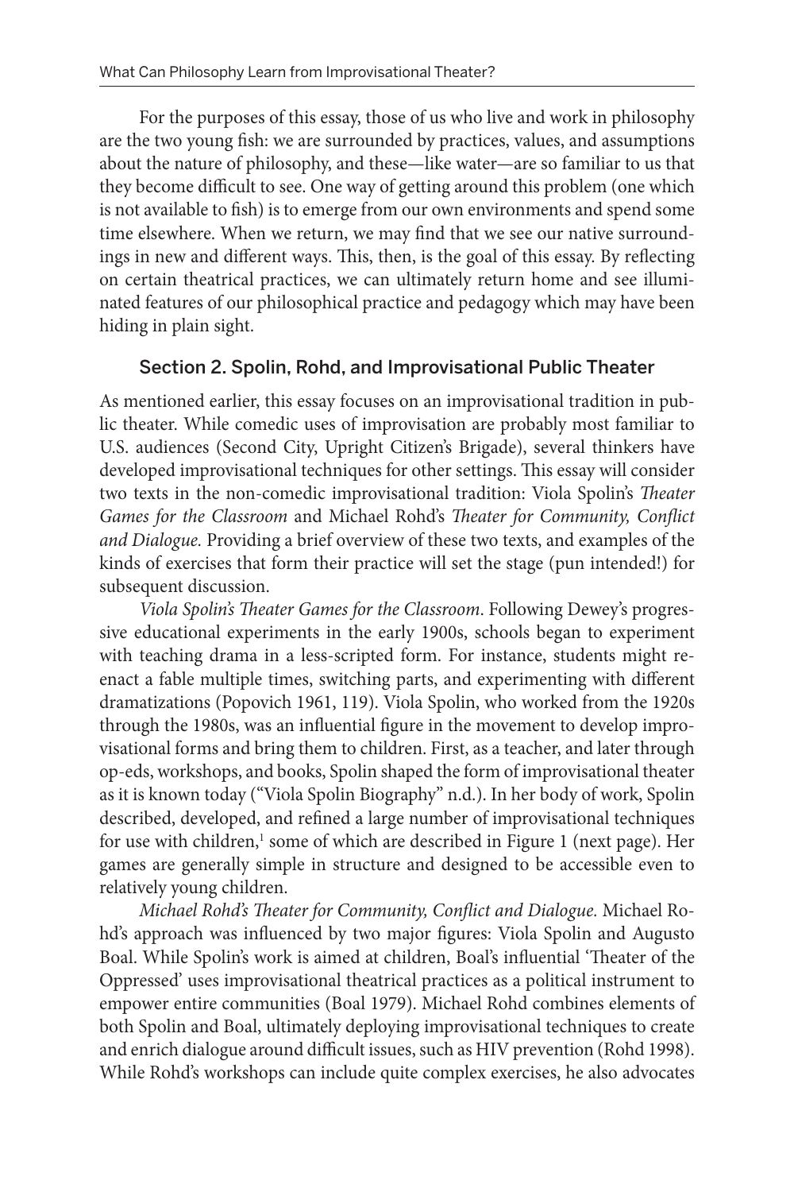For the purposes of this essay, those of us who live and work in philosophy are the two young fish: we are surrounded by practices, values, and assumptions about the nature of philosophy, and these—like water—are so familiar to us that they become difficult to see. One way of getting around this problem (one which is not available to fish) is to emerge from our own environments and spend some time elsewhere. When we return, we may find that we see our native surroundings in new and different ways. This, then, is the goal of this essay. By reflecting on certain theatrical practices, we can ultimately return home and see illuminated features of our philosophical practice and pedagogy which may have been hiding in plain sight.

## Section 2. Spolin, Rohd, and Improvisational Public Theater

As mentioned earlier, this essay focuses on an improvisational tradition in public theater. While comedic uses of improvisation are probably most familiar to U.S. audiences (Second City, Upright Citizen's Brigade), several thinkers have developed improvisational techniques for other settings. This essay will consider two texts in the non-comedic improvisational tradition: Viola Spolin's *Theater Games for the Classroom* and Michael Rohd's *Theater for Community, Conflict and Dialogue.* Providing a brief overview of these two texts, and examples of the kinds of exercises that form their practice will set the stage (pun intended!) for subsequent discussion.

*Viola Spolin's Theater Games for the Classroom*. Following Dewey's progressive educational experiments in the early 1900s, schools began to experiment with teaching drama in a less-scripted form. For instance, students might reenact a fable multiple times, switching parts, and experimenting with different dramatizations (Popovich 1961, 119). Viola Spolin, who worked from the 1920s through the 1980s, was an influential figure in the movement to develop improvisational forms and bring them to children. First, as a teacher, and later through op-eds, workshops, and books, Spolin shaped the form of improvisational theater as it is known today ("Viola Spolin Biography" n.d.). In her body of work, Spolin described, developed, and refined a large number of improvisational techniques for use with children,[1] some of which are described in Figure 1 (next page). Her games are generally simple in structure and designed to be accessible even to relatively young children.

*Michael Rohd's Theater for Community, Conflict and Dialogue.* Michael Rohd's approach was influenced by two major figures: Viola Spolin and Augusto Boal. While Spolin's work is aimed at children, Boal's influential 'Theater of the Oppressed' uses improvisational theatrical practices as a political instrument to empower entire communities (Boal 1979). Michael Rohd combines elements of both Spolin and Boal, ultimately deploying improvisational techniques to create and enrich dialogue around difficult issues, such as HIV prevention (Rohd 1998). While Rohd's workshops can include quite complex exercises, he also advocates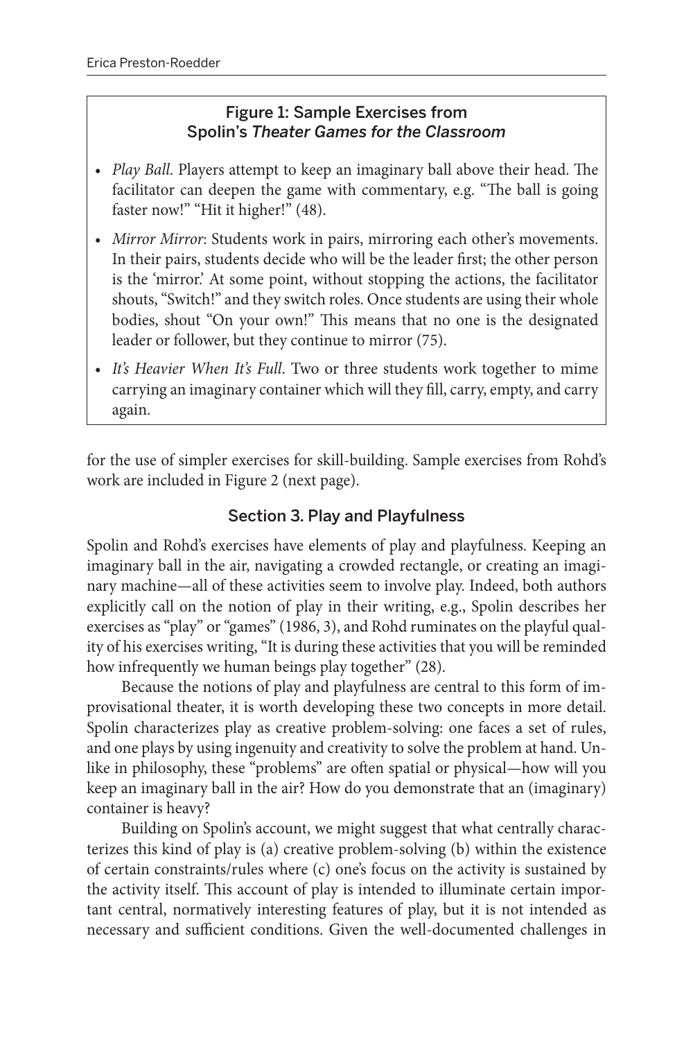### Figure 1: Sample Exercises from Spolin's *Theater Games for the Classroom*

- *Play Ball*. Players attempt to keep an imaginary ball above their head. The facilitator can deepen the game with commentary, e.g. "The ball is going faster now!" "Hit it higher!" (48).
- *Mirror Mirror*: Students work in pairs, mirroring each other's movements. In their pairs, students decide who will be the leader first; the other person is the 'mirror.' At some point, without stopping the actions, the facilitator shouts, "Switch!" and they switch roles. Once students are using their whole bodies, shout "On your own!" This means that no one is the designated leader or follower, but they continue to mirror (75).
- *It's Heavier When It's Full*. Two or three students work together to mime carrying an imaginary container which will they fill, carry, empty, and carry again.

for the use of simpler exercises for skill-building. Sample exercises from Rohd's work are included in Figure 2 (next page).

## Section 3. Play and Playfulness

Spolin and Rohd's exercises have elements of play and playfulness. Keeping an imaginary ball in the air, navigating a crowded rectangle, or creating an imaginary machine—all of these activities seem to involve play. Indeed, both authors explicitly call on the notion of play in their writing, e.g., Spolin describes her exercises as "play" or "games" (1986, 3), and Rohd ruminates on the playful quality of his exercises writing, "It is during these activities that you will be reminded how infrequently we human beings play together" (28).

Because the notions of play and playfulness are central to this form of improvisational theater, it is worth developing these two concepts in more detail. Spolin characterizes play as creative problem-solving: one faces a set of rules, and one plays by using ingenuity and creativity to solve the problem at hand. Unlike in philosophy, these "problems" are often spatial or physical—how will you keep an imaginary ball in the air? How do you demonstrate that an (imaginary) container is heavy?

Building on Spolin's account, we might suggest that what centrally characterizes this kind of play is (a) creative problem-solving (b) within the existence of certain constraints/rules where (c) one's focus on the activity is sustained by the activity itself. This account of play is intended to illuminate certain important central, normatively interesting features of play, but it is not intended as necessary and sufficient conditions. Given the well-documented challenges in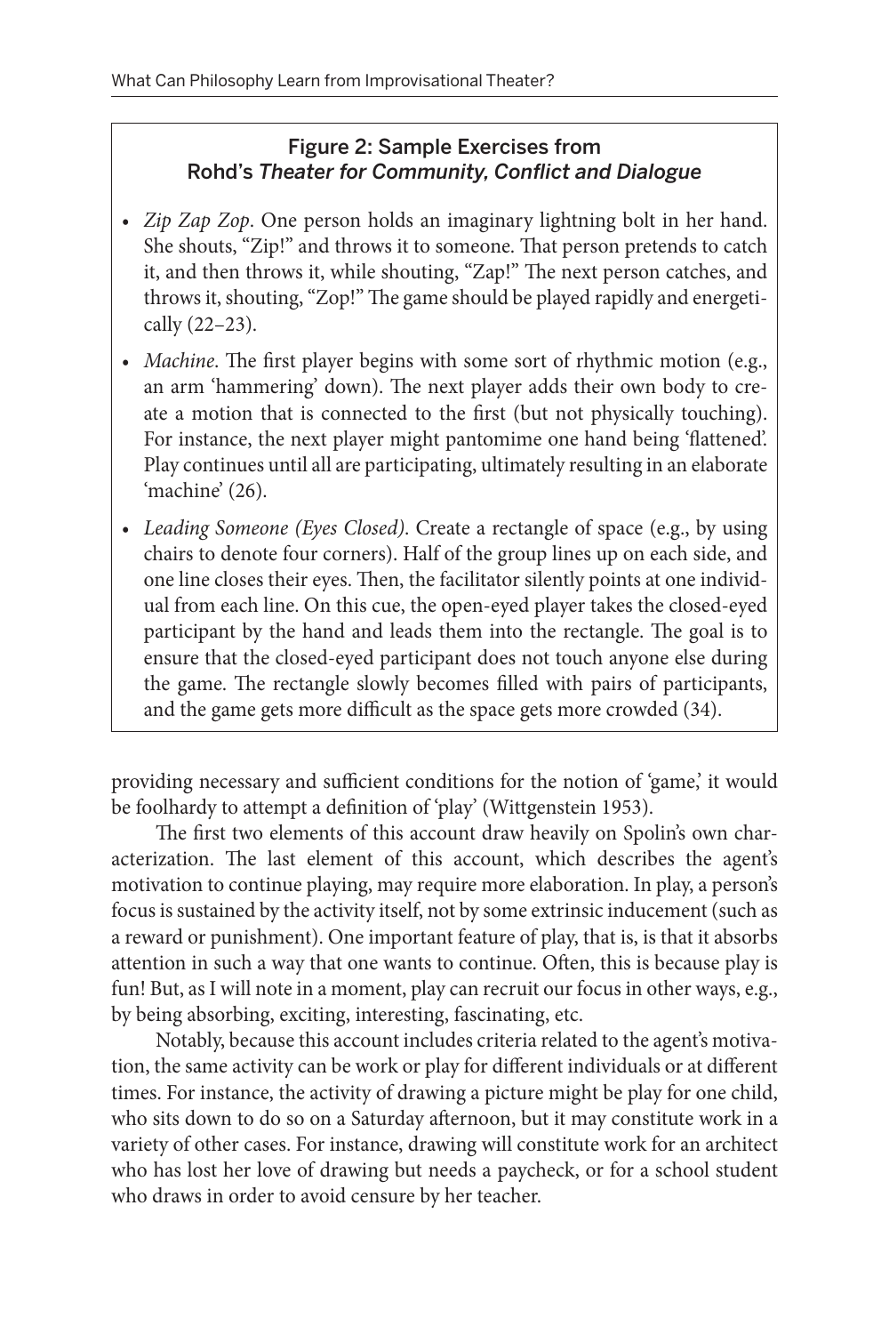### Figure 2: Sample Exercises from Rohd's *Theater for Community, Conflict and Dialogue*

- *Zip Zap Zop*. One person holds an imaginary lightning bolt in her hand. She shouts, "Zip!" and throws it to someone. That person pretends to catch it, and then throws it, while shouting, "Zap!" The next person catches, and throws it, shouting, "Zop!" The game should be played rapidly and energetically (22–23).
- *Machine*. The first player begins with some sort of rhythmic motion (e.g., an arm 'hammering' down). The next player adds their own body to create a motion that is connected to the first (but not physically touching). For instance, the next player might pantomime one hand being 'flattened'. Play continues until all are participating, ultimately resulting in an elaborate 'machine' (26).
- *Leading Someone (Eyes Closed)*. Create a rectangle of space (e.g., by using chairs to denote four corners). Half of the group lines up on each side, and one line closes their eyes. Then, the facilitator silently points at one individual from each line. On this cue, the open-eyed player takes the closed-eyed participant by the hand and leads them into the rectangle. The goal is to ensure that the closed-eyed participant does not touch anyone else during the game. The rectangle slowly becomes filled with pairs of participants, and the game gets more difficult as the space gets more crowded (34).

providing necessary and sufficient conditions for the notion of 'game,' it would be foolhardy to attempt a definition of 'play' (Wittgenstein 1953).

The first two elements of this account draw heavily on Spolin's own characterization. The last element of this account, which describes the agent's motivation to continue playing, may require more elaboration. In play, a person's focus is sustained by the activity itself, not by some extrinsic inducement (such as a reward or punishment). One important feature of play, that is, is that it absorbs attention in such a way that one wants to continue. Often, this is because play is fun! But, as I will note in a moment, play can recruit our focus in other ways, e.g., by being absorbing, exciting, interesting, fascinating, etc.

Notably, because this account includes criteria related to the agent's motivation, the same activity can be work or play for different individuals or at different times. For instance, the activity of drawing a picture might be play for one child, who sits down to do so on a Saturday afternoon, but it may constitute work in a variety of other cases. For instance, drawing will constitute work for an architect who has lost her love of drawing but needs a paycheck, or for a school student who draws in order to avoid censure by her teacher.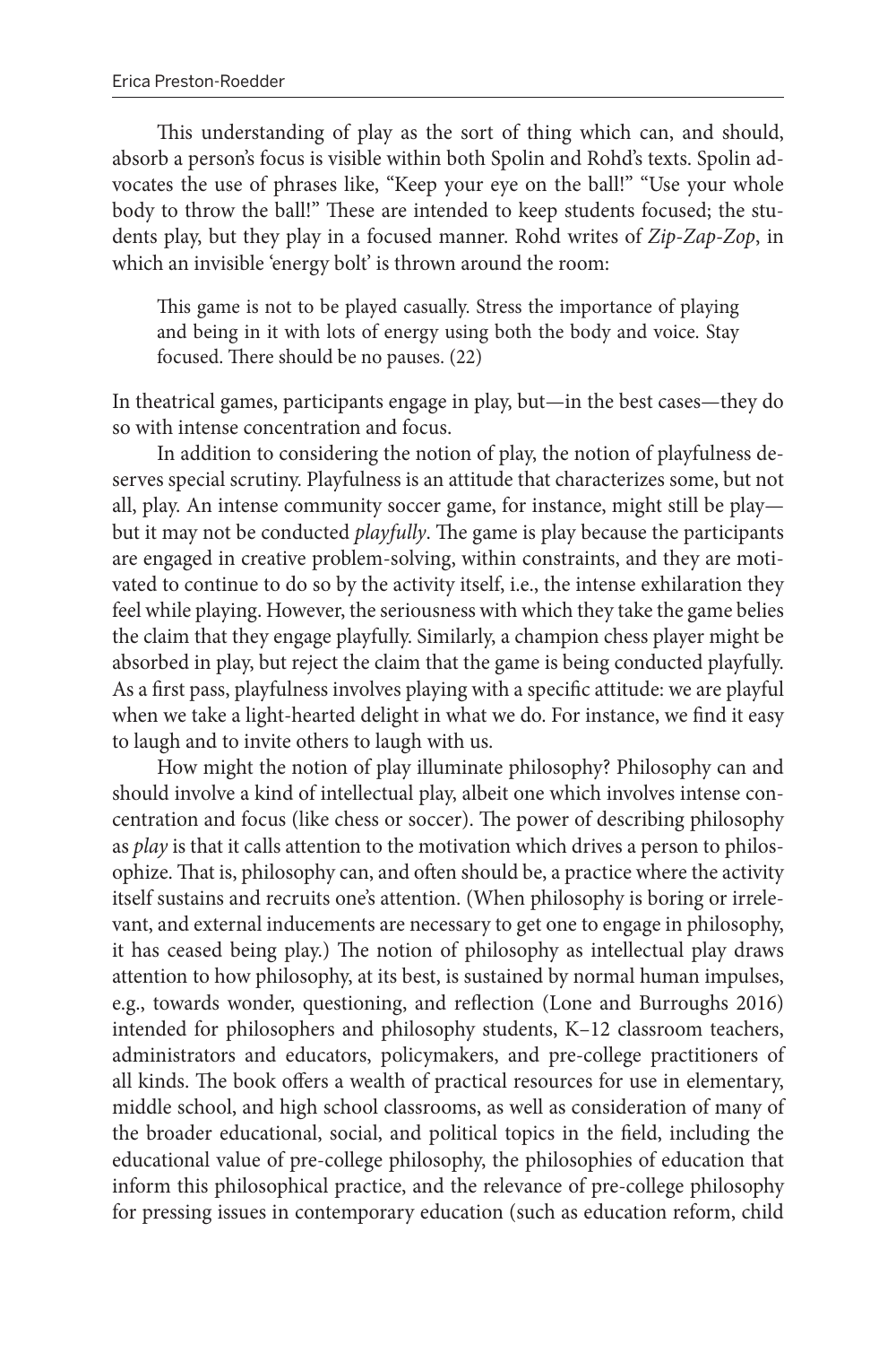This understanding of play as the sort of thing which can, and should, absorb a person's focus is visible within both Spolin and Rohd's texts. Spolin advocates the use of phrases like, "Keep your eye on the ball!" "Use your whole body to throw the ball!" These are intended to keep students focused; the students play, but they play in a focused manner. Rohd writes of *Zip-Zap-Zop*, in which an invisible 'energy bolt' is thrown around the room:

> This game is not to be played casually. Stress the importance of playing and being in it with lots of energy using both the body and voice. Stay focused. There should be no pauses. (22)

In theatrical games, participants engage in play, but—in the best cases—they do so with intense concentration and focus.

In addition to considering the notion of play, the notion of playfulness deserves special scrutiny. Playfulness is an attitude that characterizes some, but not all, play. An intense community soccer game, for instance, might still be play—but it may not be conducted *playfully*. The game is play because the participants are engaged in creative problem-solving, within constraints, and they are motivated to continue to do so by the activity itself, i.e., the intense exhilaration they feel while playing. However, the seriousness with which they take the game belies the claim that they engage playfully. Similarly, a champion chess player might be absorbed in play, but reject the claim that the game is being conducted playfully. As a first pass, playfulness involves playing with a specific attitude: we are playful when we take a light-hearted delight in what we do. For instance, we find it easy to laugh and to invite others to laugh with us.

How might the notion of play illuminate philosophy? Philosophy can and should involve a kind of intellectual play, albeit one which involves intense concentration and focus (like chess or soccer). The power of describing philosophy as *play* is that it calls attention to the motivation which drives a person to philosophize. That is, philosophy can, and often should be, a practice where the activity itself sustains and recruits one's attention. (When philosophy is boring or irrelevant, and external inducements are necessary to get one to engage in philosophy, it has ceased being play.) The notion of philosophy as intellectual play draws attention to how philosophy, at its best, is sustained by normal human impulses, e.g., towards wonder, questioning, and reflection (Lone and Burroughs 2016) intended for philosophers and philosophy students, K–12 classroom teachers, administrators and educators, policymakers, and pre-college practitioners of all kinds. The book offers a wealth of practical resources for use in elementary, middle school, and high school classrooms, as well as consideration of many of the broader educational, social, and political topics in the field, including the educational value of pre-college philosophy, the philosophies of education that inform this philosophical practice, and the relevance of pre-college philosophy for pressing issues in contemporary education (such as education reform, child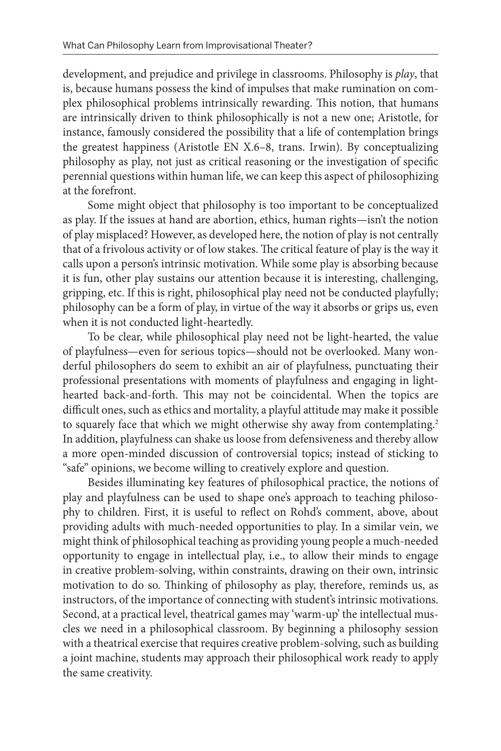development, and prejudice and privilege in classrooms. Philosophy is *play*, that is, because humans possess the kind of impulses that make rumination on complex philosophical problems intrinsically rewarding. This notion, that humans are intrinsically driven to think philosophically is not a new one; Aristotle, for instance, famously considered the possibility that a life of contemplation brings the greatest happiness (Aristotle EN X.6–8, trans. Irwin). By conceptualizing philosophy as play, not just as critical reasoning or the investigation of specific perennial questions within human life, we can keep this aspect of philosophizing at the forefront.

Some might object that philosophy is too important to be conceptualized as play. If the issues at hand are abortion, ethics, human rights—isn't the notion of play misplaced? However, as developed here, the notion of play is not centrally that of a frivolous activity or of low stakes. The critical feature of play is the way it calls upon a person's intrinsic motivation. While some play is absorbing because it is fun, other play sustains our attention because it is interesting, challenging, gripping, etc. If this is right, philosophical play need not be conducted playfully; philosophy can be a form of play, in virtue of the way it absorbs or grips us, even when it is not conducted light-heartedly.

To be clear, while philosophical play need not be light-hearted, the value of playfulness—even for serious topics—should not be overlooked. Many wonderful philosophers do seem to exhibit an air of playfulness, punctuating their professional presentations with moments of playfulness and engaging in light-hearted back-and-forth. This may not be coincidental. When the topics are difficult ones, such as ethics and mortality, a playful attitude may make it possible to squarely face that which we might otherwise shy away from contemplating.[2] In addition, playfulness can shake us loose from defensiveness and thereby allow a more open-minded discussion of controversial topics; instead of sticking to "safe" opinions, we become willing to creatively explore and question.

Besides illuminating key features of philosophical practice, the notions of play and playfulness can be used to shape one's approach to teaching philosophy to children. First, it is useful to reflect on Rohd's comment, above, about providing adults with much-needed opportunities to play. In a similar vein, we might think of philosophical teaching as providing young people a much-needed opportunity to engage in intellectual play, i.e., to allow their minds to engage in creative problem-solving, within constraints, drawing on their own, intrinsic motivation to do so. Thinking of philosophy as play, therefore, reminds us, as instructors, of the importance of connecting with student's intrinsic motivations. Second, at a practical level, theatrical games may 'warm-up' the intellectual muscles we need in a philosophical classroom. By beginning a philosophy session with a theatrical exercise that requires creative problem-solving, such as building a joint machine, students may approach their philosophical work ready to apply the same creativity.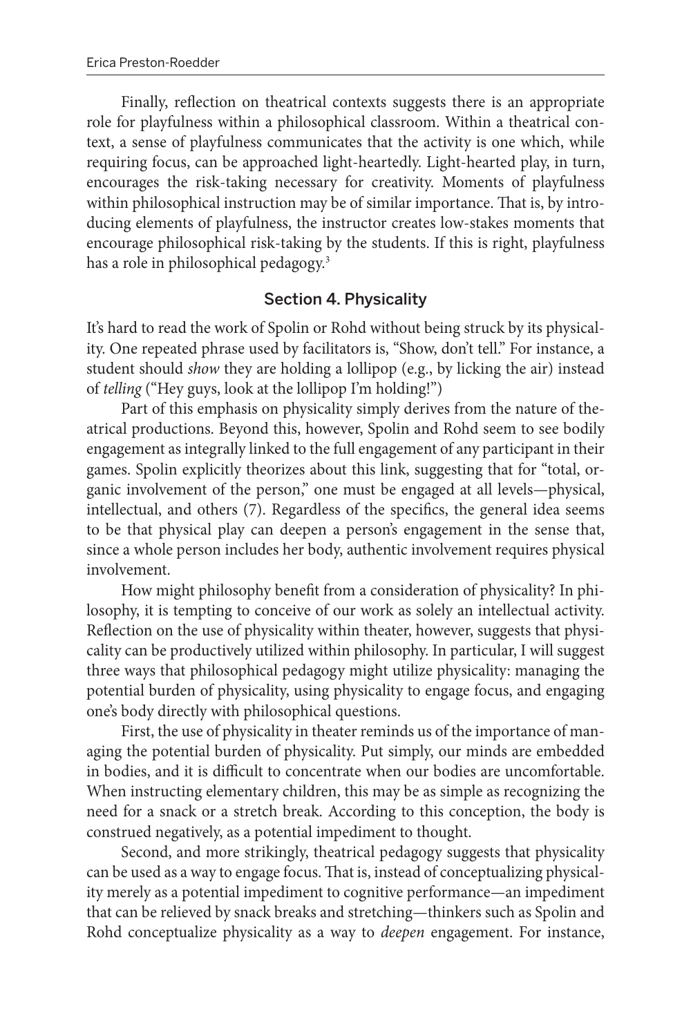Finally, reflection on theatrical contexts suggests there is an appropriate role for playfulness within a philosophical classroom. Within a theatrical context, a sense of playfulness communicates that the activity is one which, while requiring focus, can be approached light-heartedly. Light-hearted play, in turn, encourages the risk-taking necessary for creativity. Moments of playfulness within philosophical instruction may be of similar importance. That is, by introducing elements of playfulness, the instructor creates low-stakes moments that encourage philosophical risk-taking by the students. If this is right, playfulness has a role in philosophical pedagogy.[3]

## Section 4. Physicality

It's hard to read the work of Spolin or Rohd without being struck by its physicality. One repeated phrase used by facilitators is, "Show, don't tell." For instance, a student should *show* they are holding a lollipop (e.g., by licking the air) instead of *telling* ("Hey guys, look at the lollipop I'm holding!")

Part of this emphasis on physicality simply derives from the nature of theatrical productions. Beyond this, however, Spolin and Rohd seem to see bodily engagement as integrally linked to the full engagement of any participant in their games. Spolin explicitly theorizes about this link, suggesting that for "total, organic involvement of the person," one must be engaged at all levels—physical, intellectual, and others (7). Regardless of the specifics, the general idea seems to be that physical play can deepen a person's engagement in the sense that, since a whole person includes her body, authentic involvement requires physical involvement.

How might philosophy benefit from a consideration of physicality? In philosophy, it is tempting to conceive of our work as solely an intellectual activity. Reflection on the use of physicality within theater, however, suggests that physicality can be productively utilized within philosophy. In particular, I will suggest three ways that philosophical pedagogy might utilize physicality: managing the potential burden of physicality, using physicality to engage focus, and engaging one's body directly with philosophical questions.

First, the use of physicality in theater reminds us of the importance of managing the potential burden of physicality. Put simply, our minds are embedded in bodies, and it is difficult to concentrate when our bodies are uncomfortable. When instructing elementary children, this may be as simple as recognizing the need for a snack or a stretch break. According to this conception, the body is construed negatively, as a potential impediment to thought.

Second, and more strikingly, theatrical pedagogy suggests that physicality can be used as a way to engage focus. That is, instead of conceptualizing physicality merely as a potential impediment to cognitive performance—an impediment that can be relieved by snack breaks and stretching—thinkers such as Spolin and Rohd conceptualize physicality as a way to *deepen* engagement. For instance,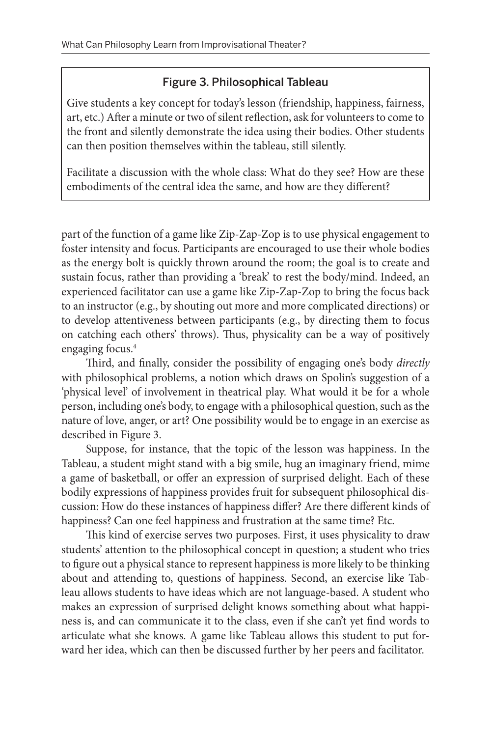**Figure 3. Philosophical Tableau**

Give students a key concept for today's lesson (friendship, happiness, fairness, art, etc.) After a minute or two of silent reflection, ask for volunteers to come to the front and silently demonstrate the idea using their bodies. Other students can then position themselves within the tableau, still silently.

Facilitate a discussion with the whole class: What do they see? How are these embodiments of the central idea the same, and how are they different?

part of the function of a game like Zip-Zap-Zop is to use physical engagement to foster intensity and focus. Participants are encouraged to use their whole bodies as the energy bolt is quickly thrown around the room; the goal is to create and sustain focus, rather than providing a 'break' to rest the body/mind. Indeed, an experienced facilitator can use a game like Zip-Zap-Zop to bring the focus back to an instructor (e.g., by shouting out more and more complicated directions) or to develop attentiveness between participants (e.g., by directing them to focus on catching each others' throws). Thus, physicality can be a way of positively engaging focus.[4]

Third, and finally, consider the possibility of engaging one's body *directly* with philosophical problems, a notion which draws on Spolin's suggestion of a 'physical level' of involvement in theatrical play. What would it be for a whole person, including one's body, to engage with a philosophical question, such as the nature of love, anger, or art? One possibility would be to engage in an exercise as described in Figure 3.

Suppose, for instance, that the topic of the lesson was happiness. In the Tableau, a student might stand with a big smile, hug an imaginary friend, mime a game of basketball, or offer an expression of surprised delight. Each of these bodily expressions of happiness provides fruit for subsequent philosophical discussion: How do these instances of happiness differ? Are there different kinds of happiness? Can one feel happiness and frustration at the same time? Etc.

This kind of exercise serves two purposes. First, it uses physicality to draw students' attention to the philosophical concept in question; a student who tries to figure out a physical stance to represent happiness is more likely to be thinking about and attending to, questions of happiness. Second, an exercise like Tableau allows students to have ideas which are not language-based. A student who makes an expression of surprised delight knows something about what happiness is, and can communicate it to the class, even if she can't yet find words to articulate what she knows. A game like Tableau allows this student to put forward her idea, which can then be discussed further by her peers and facilitator.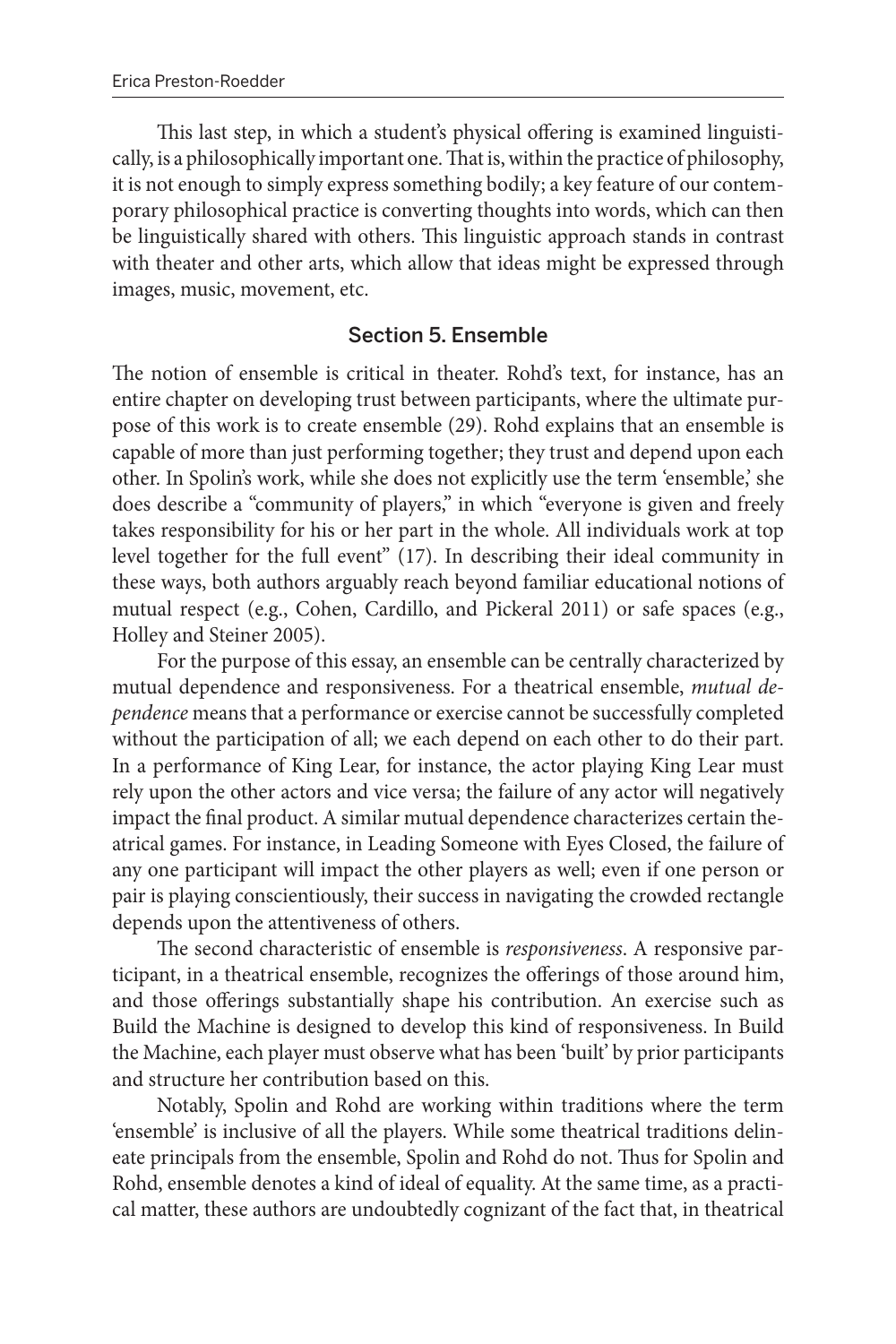This last step, in which a student's physical offering is examined linguistically, is a philosophically important one. That is, within the practice of philosophy, it is not enough to simply express something bodily; a key feature of our contemporary philosophical practice is converting thoughts into words, which can then be linguistically shared with others. This linguistic approach stands in contrast with theater and other arts, which allow that ideas might be expressed through images, music, movement, etc.

## Section 5. Ensemble

The notion of ensemble is critical in theater. Rohd's text, for instance, has an entire chapter on developing trust between participants, where the ultimate purpose of this work is to create ensemble (29). Rohd explains that an ensemble is capable of more than just performing together; they trust and depend upon each other. In Spolin's work, while she does not explicitly use the term 'ensemble,' she does describe a "community of players," in which "everyone is given and freely takes responsibility for his or her part in the whole. All individuals work at top level together for the full event" (17). In describing their ideal community in these ways, both authors arguably reach beyond familiar educational notions of mutual respect (e.g., Cohen, Cardillo, and Pickeral 2011) or safe spaces (e.g., Holley and Steiner 2005).

For the purpose of this essay, an ensemble can be centrally characterized by mutual dependence and responsiveness. For a theatrical ensemble, *mutual dependence* means that a performance or exercise cannot be successfully completed without the participation of all; we each depend on each other to do their part. In a performance of King Lear, for instance, the actor playing King Lear must rely upon the other actors and vice versa; the failure of any actor will negatively impact the final product. A similar mutual dependence characterizes certain theatrical games. For instance, in Leading Someone with Eyes Closed, the failure of any one participant will impact the other players as well; even if one person or pair is playing conscientiously, their success in navigating the crowded rectangle depends upon the attentiveness of others.

The second characteristic of ensemble is *responsiveness*. A responsive participant, in a theatrical ensemble, recognizes the offerings of those around him, and those offerings substantially shape his contribution. An exercise such as Build the Machine is designed to develop this kind of responsiveness. In Build the Machine, each player must observe what has been 'built' by prior participants and structure her contribution based on this.

Notably, Spolin and Rohd are working within traditions where the term 'ensemble' is inclusive of all the players. While some theatrical traditions delineate principals from the ensemble, Spolin and Rohd do not. Thus for Spolin and Rohd, ensemble denotes a kind of ideal of equality. At the same time, as a practical matter, these authors are undoubtedly cognizant of the fact that, in theatrical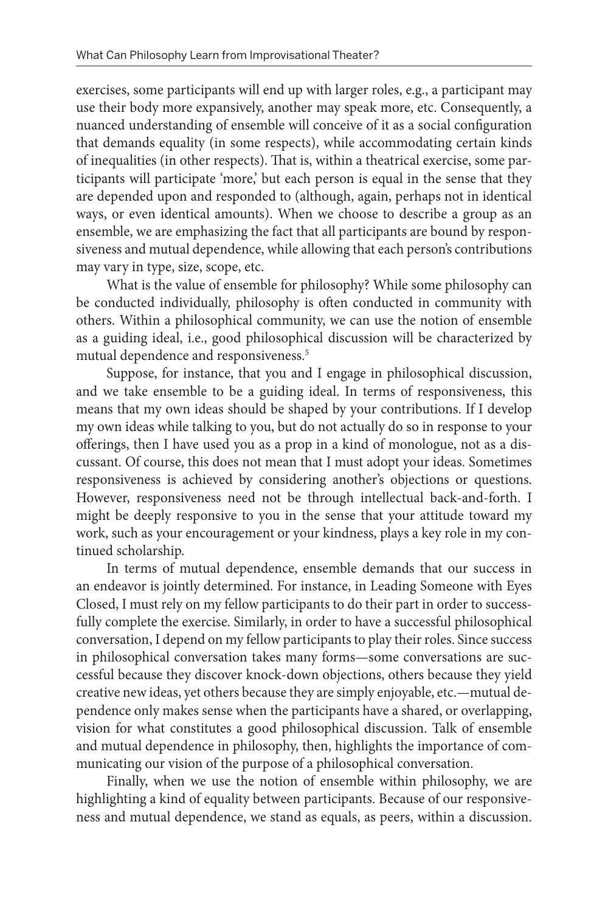exercises, some participants will end up with larger roles, e.g., a participant may use their body more expansively, another may speak more, etc. Consequently, a nuanced understanding of ensemble will conceive of it as a social configuration that demands equality (in some respects), while accommodating certain kinds of inequalities (in other respects). That is, within a theatrical exercise, some participants will participate 'more,' but each person is equal in the sense that they are depended upon and responded to (although, again, perhaps not in identical ways, or even identical amounts). When we choose to describe a group as an ensemble, we are emphasizing the fact that all participants are bound by responsiveness and mutual dependence, while allowing that each person's contributions may vary in type, size, scope, etc.

What is the value of ensemble for philosophy? While some philosophy can be conducted individually, philosophy is often conducted in community with others. Within a philosophical community, we can use the notion of ensemble as a guiding ideal, i.e., good philosophical discussion will be characterized by mutual dependence and responsiveness.[5]

Suppose, for instance, that you and I engage in philosophical discussion, and we take ensemble to be a guiding ideal. In terms of responsiveness, this means that my own ideas should be shaped by your contributions. If I develop my own ideas while talking to you, but do not actually do so in response to your offerings, then I have used you as a prop in a kind of monologue, not as a discussant. Of course, this does not mean that I must adopt your ideas. Sometimes responsiveness is achieved by considering another's objections or questions. However, responsiveness need not be through intellectual back-and-forth. I might be deeply responsive to you in the sense that your attitude toward my work, such as your encouragement or your kindness, plays a key role in my continued scholarship.

In terms of mutual dependence, ensemble demands that our success in an endeavor is jointly determined. For instance, in Leading Someone with Eyes Closed, I must rely on my fellow participants to do their part in order to successfully complete the exercise. Similarly, in order to have a successful philosophical conversation, I depend on my fellow participants to play their roles. Since success in philosophical conversation takes many forms—some conversations are successful because they discover knock-down objections, others because they yield creative new ideas, yet others because they are simply enjoyable, etc.—mutual dependence only makes sense when the participants have a shared, or overlapping, vision for what constitutes a good philosophical discussion. Talk of ensemble and mutual dependence in philosophy, then, highlights the importance of communicating our vision of the purpose of a philosophical conversation.

Finally, when we use the notion of ensemble within philosophy, we are highlighting a kind of equality between participants. Because of our responsiveness and mutual dependence, we stand as equals, as peers, within a discussion.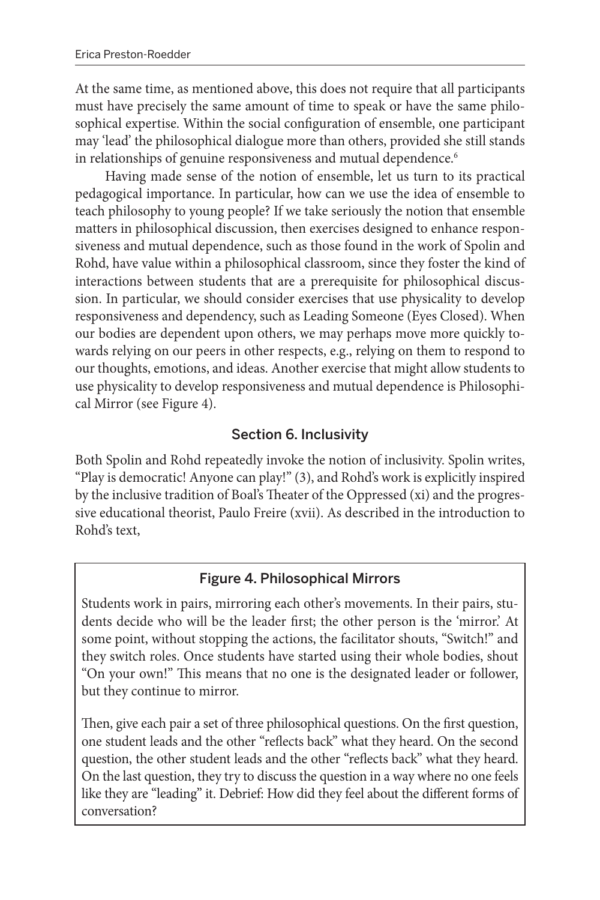At the same time, as mentioned above, this does not require that all participants must have precisely the same amount of time to speak or have the same philosophical expertise. Within the social configuration of ensemble, one participant may 'lead' the philosophical dialogue more than others, provided she still stands in relationships of genuine responsiveness and mutual dependence.[6]

Having made sense of the notion of ensemble, let us turn to its practical pedagogical importance. In particular, how can we use the idea of ensemble to teach philosophy to young people? If we take seriously the notion that ensemble matters in philosophical discussion, then exercises designed to enhance responsiveness and mutual dependence, such as those found in the work of Spolin and Rohd, have value within a philosophical classroom, since they foster the kind of interactions between students that are a prerequisite for philosophical discussion. In particular, we should consider exercises that use physicality to develop responsiveness and dependency, such as Leading Someone (Eyes Closed). When our bodies are dependent upon others, we may perhaps move more quickly towards relying on our peers in other respects, e.g., relying on them to respond to our thoughts, emotions, and ideas. Another exercise that might allow students to use physicality to develop responsiveness and mutual dependence is Philosophical Mirror (see Figure 4).

## Section 6. Inclusivity

Both Spolin and Rohd repeatedly invoke the notion of inclusivity. Spolin writes, "Play is democratic! Anyone can play!" (3), and Rohd's work is explicitly inspired by the inclusive tradition of Boal's Theater of the Oppressed (xi) and the progressive educational theorist, Paulo Freire (xvii). As described in the introduction to Rohd's text,

> **Figure 4. Philosophical Mirrors**
>
> Students work in pairs, mirroring each other's movements. In their pairs, students decide who will be the leader first; the other person is the 'mirror.' At some point, without stopping the actions, the facilitator shouts, "Switch!" and they switch roles. Once students have started using their whole bodies, shout "On your own!" This means that no one is the designated leader or follower, but they continue to mirror.
>
> Then, give each pair a set of three philosophical questions. On the first question, one student leads and the other "reflects back" what they heard. On the second question, the other student leads and the other "reflects back" what they heard. On the last question, they try to discuss the question in a way where no one feels like they are "leading" it. Debrief: How did they feel about the different forms of conversation?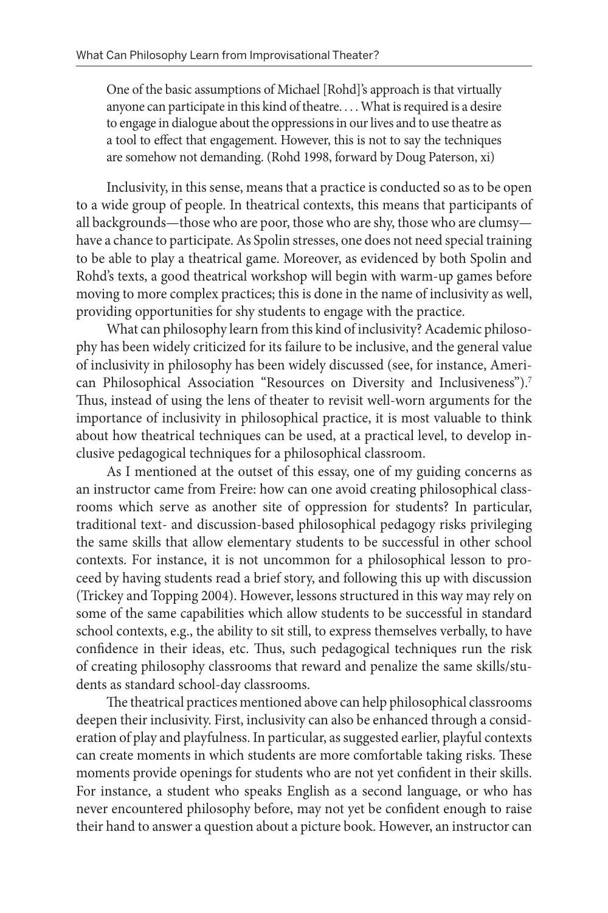> One of the basic assumptions of Michael [Rohd]'s approach is that virtually anyone can participate in this kind of theatre. . . . What is required is a desire to engage in dialogue about the oppressions in our lives and to use theatre as a tool to effect that engagement. However, this is not to say the techniques are somehow not demanding. (Rohd 1998, forward by Doug Paterson, xi)

Inclusivity, in this sense, means that a practice is conducted so as to be open to a wide group of people. In theatrical contexts, this means that participants of all backgrounds—those who are poor, those who are shy, those who are clumsy—have a chance to participate. As Spolin stresses, one does not need special training to be able to play a theatrical game. Moreover, as evidenced by both Spolin and Rohd's texts, a good theatrical workshop will begin with warm-up games before moving to more complex practices; this is done in the name of inclusivity as well, providing opportunities for shy students to engage with the practice.

What can philosophy learn from this kind of inclusivity? Academic philosophy has been widely criticized for its failure to be inclusive, and the general value of inclusivity in philosophy has been widely discussed (see, for instance, American Philosophical Association "Resources on Diversity and Inclusiveness").[7] Thus, instead of using the lens of theater to revisit well-worn arguments for the importance of inclusivity in philosophical practice, it is most valuable to think about how theatrical techniques can be used, at a practical level, to develop inclusive pedagogical techniques for a philosophical classroom.

As I mentioned at the outset of this essay, one of my guiding concerns as an instructor came from Freire: how can one avoid creating philosophical classrooms which serve as another site of oppression for students? In particular, traditional text- and discussion-based philosophical pedagogy risks privileging the same skills that allow elementary students to be successful in other school contexts. For instance, it is not uncommon for a philosophical lesson to proceed by having students read a brief story, and following this up with discussion (Trickey and Topping 2004). However, lessons structured in this way may rely on some of the same capabilities which allow students to be successful in standard school contexts, e.g., the ability to sit still, to express themselves verbally, to have confidence in their ideas, etc. Thus, such pedagogical techniques run the risk of creating philosophy classrooms that reward and penalize the same skills/students as standard school-day classrooms.

The theatrical practices mentioned above can help philosophical classrooms deepen their inclusivity. First, inclusivity can also be enhanced through a consideration of play and playfulness. In particular, as suggested earlier, playful contexts can create moments in which students are more comfortable taking risks. These moments provide openings for students who are not yet confident in their skills. For instance, a student who speaks English as a second language, or who has never encountered philosophy before, may not yet be confident enough to raise their hand to answer a question about a picture book. However, an instructor can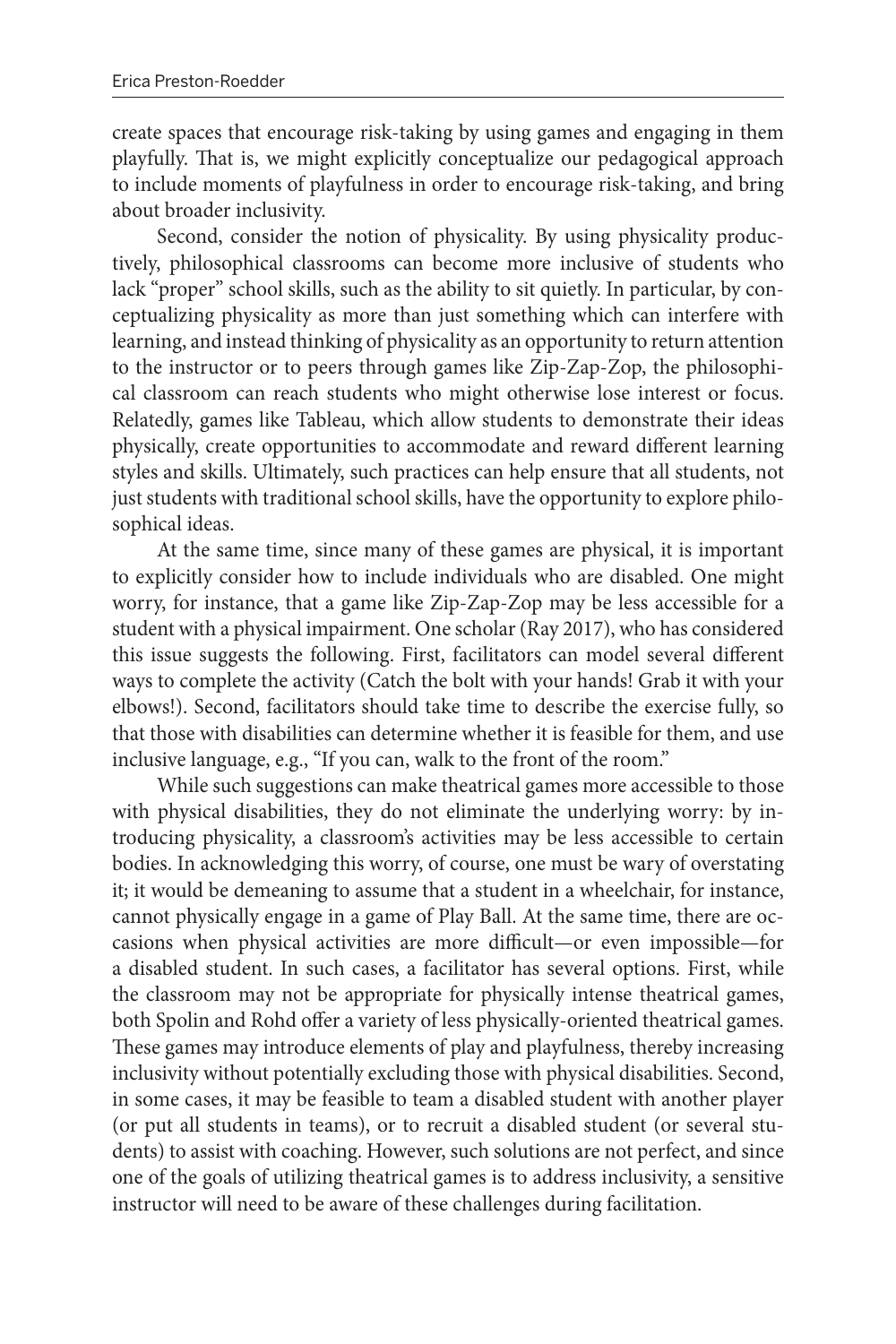create spaces that encourage risk-taking by using games and engaging in them playfully. That is, we might explicitly conceptualize our pedagogical approach to include moments of playfulness in order to encourage risk-taking, and bring about broader inclusivity.

Second, consider the notion of physicality. By using physicality productively, philosophical classrooms can become more inclusive of students who lack "proper" school skills, such as the ability to sit quietly. In particular, by conceptualizing physicality as more than just something which can interfere with learning, and instead thinking of physicality as an opportunity to return attention to the instructor or to peers through games like Zip-Zap-Zop, the philosophical classroom can reach students who might otherwise lose interest or focus. Relatedly, games like Tableau, which allow students to demonstrate their ideas physically, create opportunities to accommodate and reward different learning styles and skills. Ultimately, such practices can help ensure that all students, not just students with traditional school skills, have the opportunity to explore philosophical ideas.

At the same time, since many of these games are physical, it is important to explicitly consider how to include individuals who are disabled. One might worry, for instance, that a game like Zip-Zap-Zop may be less accessible for a student with a physical impairment. One scholar (Ray 2017), who has considered this issue suggests the following. First, facilitators can model several different ways to complete the activity (Catch the bolt with your hands! Grab it with your elbows!). Second, facilitators should take time to describe the exercise fully, so that those with disabilities can determine whether it is feasible for them, and use inclusive language, e.g., "If you can, walk to the front of the room."

While such suggestions can make theatrical games more accessible to those with physical disabilities, they do not eliminate the underlying worry: by introducing physicality, a classroom's activities may be less accessible to certain bodies. In acknowledging this worry, of course, one must be wary of overstating it; it would be demeaning to assume that a student in a wheelchair, for instance, cannot physically engage in a game of Play Ball. At the same time, there are occasions when physical activities are more difficult—or even impossible—for a disabled student. In such cases, a facilitator has several options. First, while the classroom may not be appropriate for physically intense theatrical games, both Spolin and Rohd offer a variety of less physically-oriented theatrical games. These games may introduce elements of play and playfulness, thereby increasing inclusivity without potentially excluding those with physical disabilities. Second, in some cases, it may be feasible to team a disabled student with another player (or put all students in teams), or to recruit a disabled student (or several students) to assist with coaching. However, such solutions are not perfect, and since one of the goals of utilizing theatrical games is to address inclusivity, a sensitive instructor will need to be aware of these challenges during facilitation.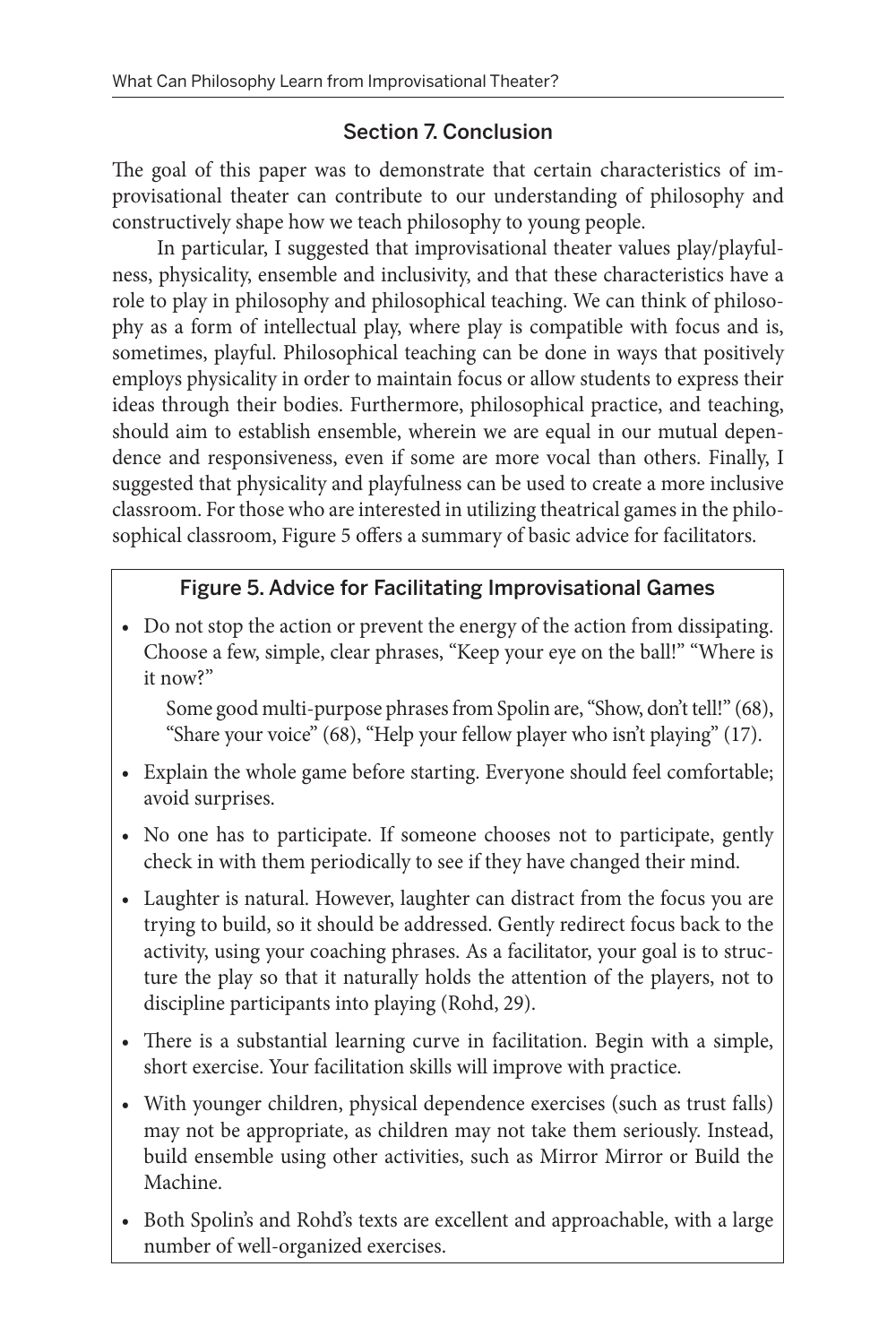## Section 7. Conclusion

The goal of this paper was to demonstrate that certain characteristics of improvisational theater can contribute to our understanding of philosophy and constructively shape how we teach philosophy to young people.

In particular, I suggested that improvisational theater values play/playfulness, physicality, ensemble and inclusivity, and that these characteristics have a role to play in philosophy and philosophical teaching. We can think of philosophy as a form of intellectual play, where play is compatible with focus and is, sometimes, playful. Philosophical teaching can be done in ways that positively employs physicality in order to maintain focus or allow students to express their ideas through their bodies. Furthermore, philosophical practice, and teaching, should aim to establish ensemble, wherein we are equal in our mutual dependence and responsiveness, even if some are more vocal than others. Finally, I suggested that physicality and playfulness can be used to create a more inclusive classroom. For those who are interested in utilizing theatrical games in the philosophical classroom, Figure 5 offers a summary of basic advice for facilitators.

### Figure 5. Advice for Facilitating Improvisational Games

- Do not stop the action or prevent the energy of the action from dissipating. Choose a few, simple, clear phrases, "Keep your eye on the ball!" "Where is it now?"

  Some good multi-purpose phrases from Spolin are, "Show, don't tell!" (68), "Share your voice" (68), "Help your fellow player who isn't playing" (17).
- Explain the whole game before starting. Everyone should feel comfortable; avoid surprises.
- No one has to participate. If someone chooses not to participate, gently check in with them periodically to see if they have changed their mind.
- Laughter is natural. However, laughter can distract from the focus you are trying to build, so it should be addressed. Gently redirect focus back to the activity, using your coaching phrases. As a facilitator, your goal is to structure the play so that it naturally holds the attention of the players, not to discipline participants into playing (Rohd, 29).
- There is a substantial learning curve in facilitation. Begin with a simple, short exercise. Your facilitation skills will improve with practice.
- With younger children, physical dependence exercises (such as trust falls) may not be appropriate, as children may not take them seriously. Instead, build ensemble using other activities, such as Mirror Mirror or Build the Machine.
- Both Spolin's and Rohd's texts are excellent and approachable, with a large number of well-organized exercises.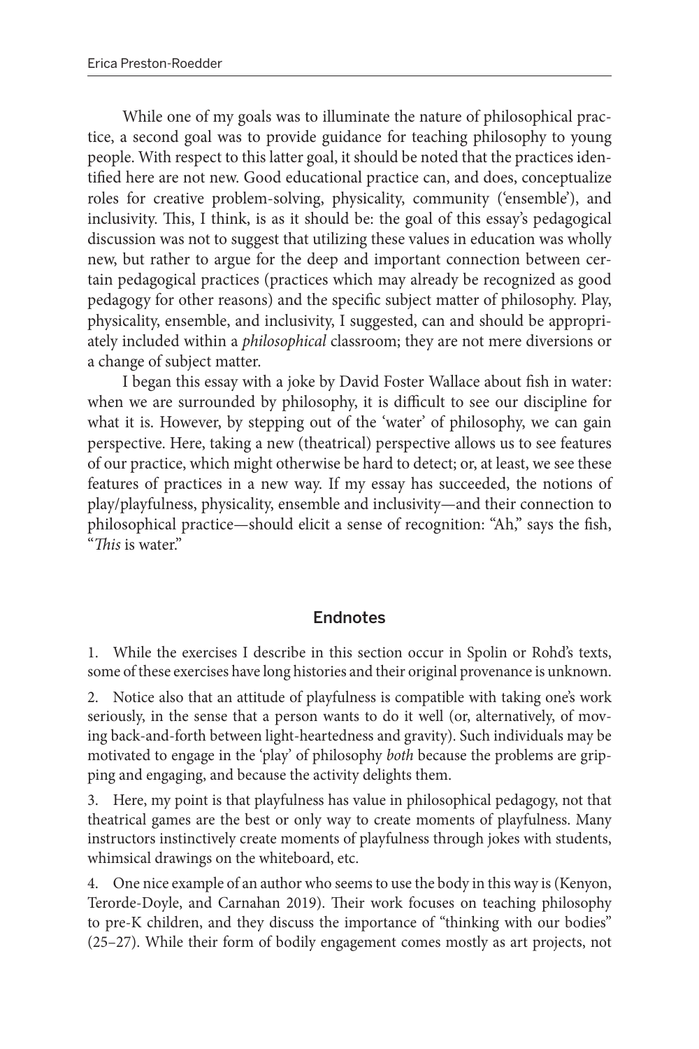While one of my goals was to illuminate the nature of philosophical practice, a second goal was to provide guidance for teaching philosophy to young people. With respect to this latter goal, it should be noted that the practices identified here are not new. Good educational practice can, and does, conceptualize roles for creative problem-solving, physicality, community ('ensemble'), and inclusivity. This, I think, is as it should be: the goal of this essay's pedagogical discussion was not to suggest that utilizing these values in education was wholly new, but rather to argue for the deep and important connection between certain pedagogical practices (practices which may already be recognized as good pedagogy for other reasons) and the specific subject matter of philosophy. Play, physicality, ensemble, and inclusivity, I suggested, can and should be appropriately included within a *philosophical* classroom; they are not mere diversions or a change of subject matter.

I began this essay with a joke by David Foster Wallace about fish in water: when we are surrounded by philosophy, it is difficult to see our discipline for what it is. However, by stepping out of the 'water' of philosophy, we can gain perspective. Here, taking a new (theatrical) perspective allows us to see features of our practice, which might otherwise be hard to detect; or, at least, we see these features of practices in a new way. If my essay has succeeded, the notions of play/playfulness, physicality, ensemble and inclusivity—and their connection to philosophical practice—should elicit a sense of recognition: "Ah," says the fish, "*This* is water."

## Endnotes

1. While the exercises I describe in this section occur in Spolin or Rohd's texts, some of these exercises have long histories and their original provenance is unknown.

2. Notice also that an attitude of playfulness is compatible with taking one's work seriously, in the sense that a person wants to do it well (or, alternatively, of moving back-and-forth between light-heartedness and gravity). Such individuals may be motivated to engage in the 'play' of philosophy *both* because the problems are gripping and engaging, and because the activity delights them.

3. Here, my point is that playfulness has value in philosophical pedagogy, not that theatrical games are the best or only way to create moments of playfulness. Many instructors instinctively create moments of playfulness through jokes with students, whimsical drawings on the whiteboard, etc.

4. One nice example of an author who seems to use the body in this way is (Kenyon, Terorde-Doyle, and Carnahan 2019). Their work focuses on teaching philosophy to pre-K children, and they discuss the importance of "thinking with our bodies" (25–27). While their form of bodily engagement comes mostly as art projects, not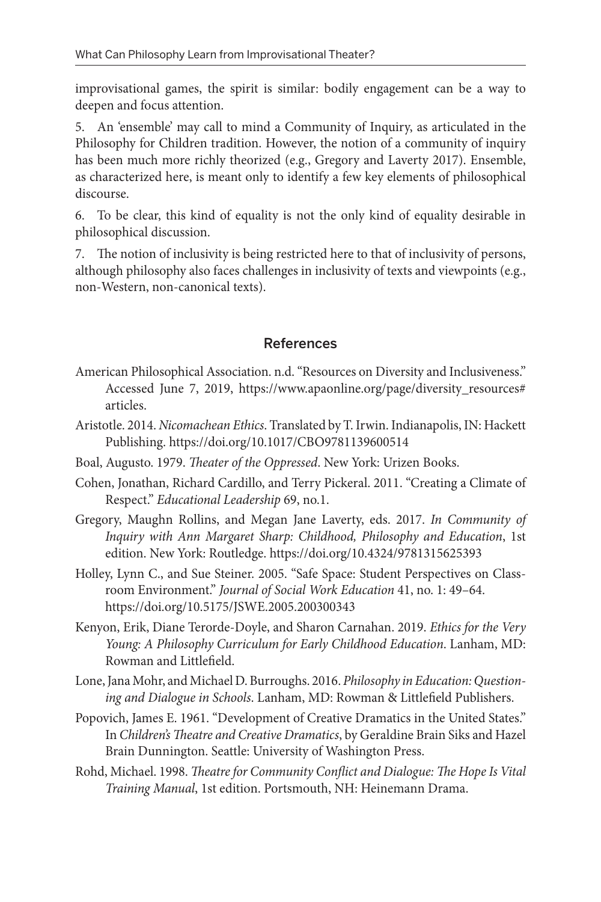improvisational games, the spirit is similar: bodily engagement can be a way to deepen and focus attention.

5. An 'ensemble' may call to mind a Community of Inquiry, as articulated in the Philosophy for Children tradition. However, the notion of a community of inquiry has been much more richly theorized (e.g., Gregory and Laverty 2017). Ensemble, as characterized here, is meant only to identify a few key elements of philosophical discourse.

6. To be clear, this kind of equality is not the only kind of equality desirable in philosophical discussion.

7. The notion of inclusivity is being restricted here to that of inclusivity of persons, although philosophy also faces challenges in inclusivity of texts and viewpoints (e.g., non-Western, non-canonical texts).

## References

American Philosophical Association. n.d. "Resources on Diversity and Inclusiveness." Accessed June 7, 2019, https://www.apaonline.org/page/diversity_resources#articles.

Aristotle. 2014. *Nicomachean Ethics*. Translated by T. Irwin. Indianapolis, IN: Hackett Publishing. https://doi.org/10.1017/CBO9781139600514

Boal, Augusto. 1979. *Theater of the Oppressed*. New York: Urizen Books.

Cohen, Jonathan, Richard Cardillo, and Terry Pickeral. 2011. "Creating a Climate of Respect." *Educational Leadership* 69, no.1.

Gregory, Maughn Rollins, and Megan Jane Laverty, eds. 2017. *In Community of Inquiry with Ann Margaret Sharp: Childhood, Philosophy and Education*, 1st edition. New York: Routledge. https://doi.org/10.4324/9781315625393

Holley, Lynn C., and Sue Steiner. 2005. "Safe Space: Student Perspectives on Classroom Environment." *Journal of Social Work Education* 41, no. 1: 49–64. https://doi.org/10.5175/JSWE.2005.200300343

Kenyon, Erik, Diane Terorde-Doyle, and Sharon Carnahan. 2019. *Ethics for the Very Young: A Philosophy Curriculum for Early Childhood Education*. Lanham, MD: Rowman and Littlefield.

Lone, Jana Mohr, and Michael D. Burroughs. 2016. *Philosophy in Education: Questioning and Dialogue in Schools*. Lanham, MD: Rowman & Littlefield Publishers.

Popovich, James E. 1961. "Development of Creative Dramatics in the United States." In *Children's Theatre and Creative Dramatics*, by Geraldine Brain Siks and Hazel Brain Dunnington. Seattle: University of Washington Press.

Rohd, Michael. 1998. *Theatre for Community Conflict and Dialogue: The Hope Is Vital Training Manual*, 1st edition. Portsmouth, NH: Heinemann Drama.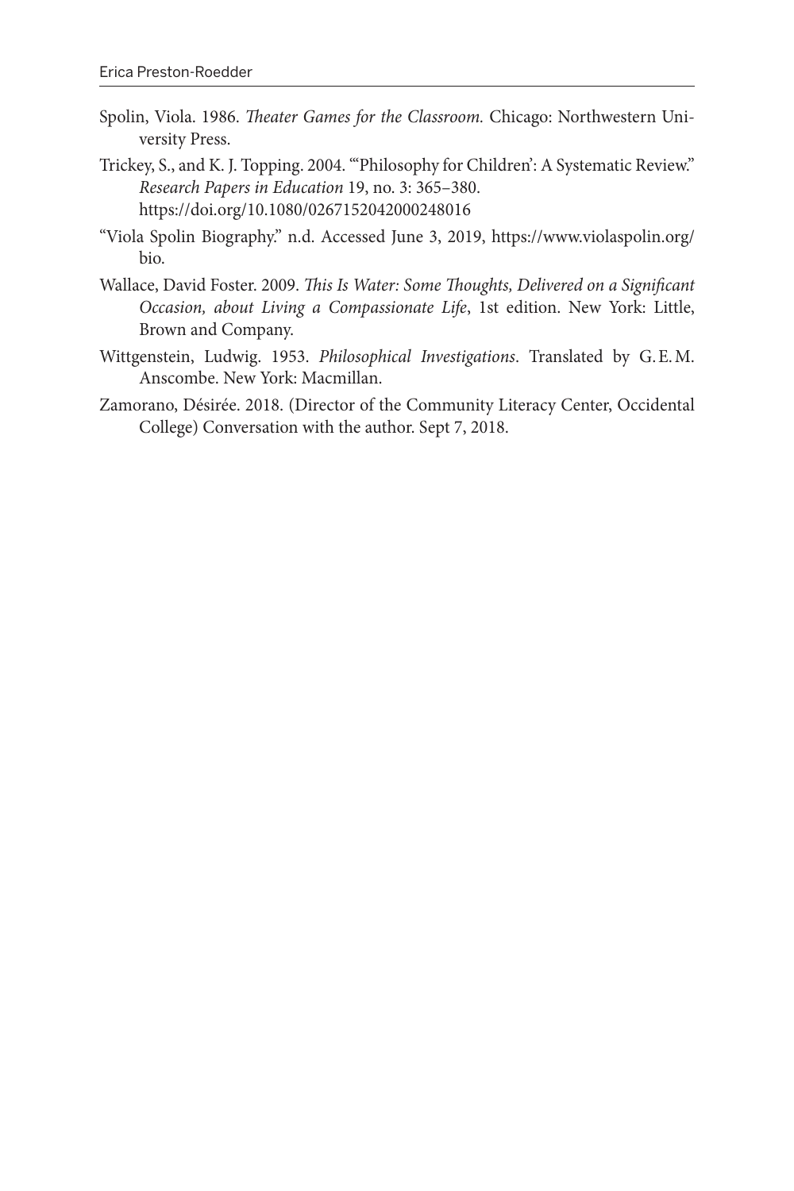Spolin, Viola. 1986. *Theater Games for the Classroom.* Chicago: Northwestern University Press.

Trickey, S., and K. J. Topping. 2004. "'Philosophy for Children': A Systematic Review." *Research Papers in Education* 19, no. 3: 365–380. https://doi.org/10.1080/0267152042000248016

"Viola Spolin Biography." n.d. Accessed June 3, 2019, https://www.violaspolin.org/bio.

Wallace, David Foster. 2009. *This Is Water: Some Thoughts, Delivered on a Significant Occasion, about Living a Compassionate Life*, 1st edition. New York: Little, Brown and Company.

Wittgenstein, Ludwig. 1953. *Philosophical Investigations*. Translated by G. E. M. Anscombe. New York: Macmillan.

Zamorano, Désirée. 2018. (Director of the Community Literacy Center, Occidental College) Conversation with the author. Sept 7, 2018.